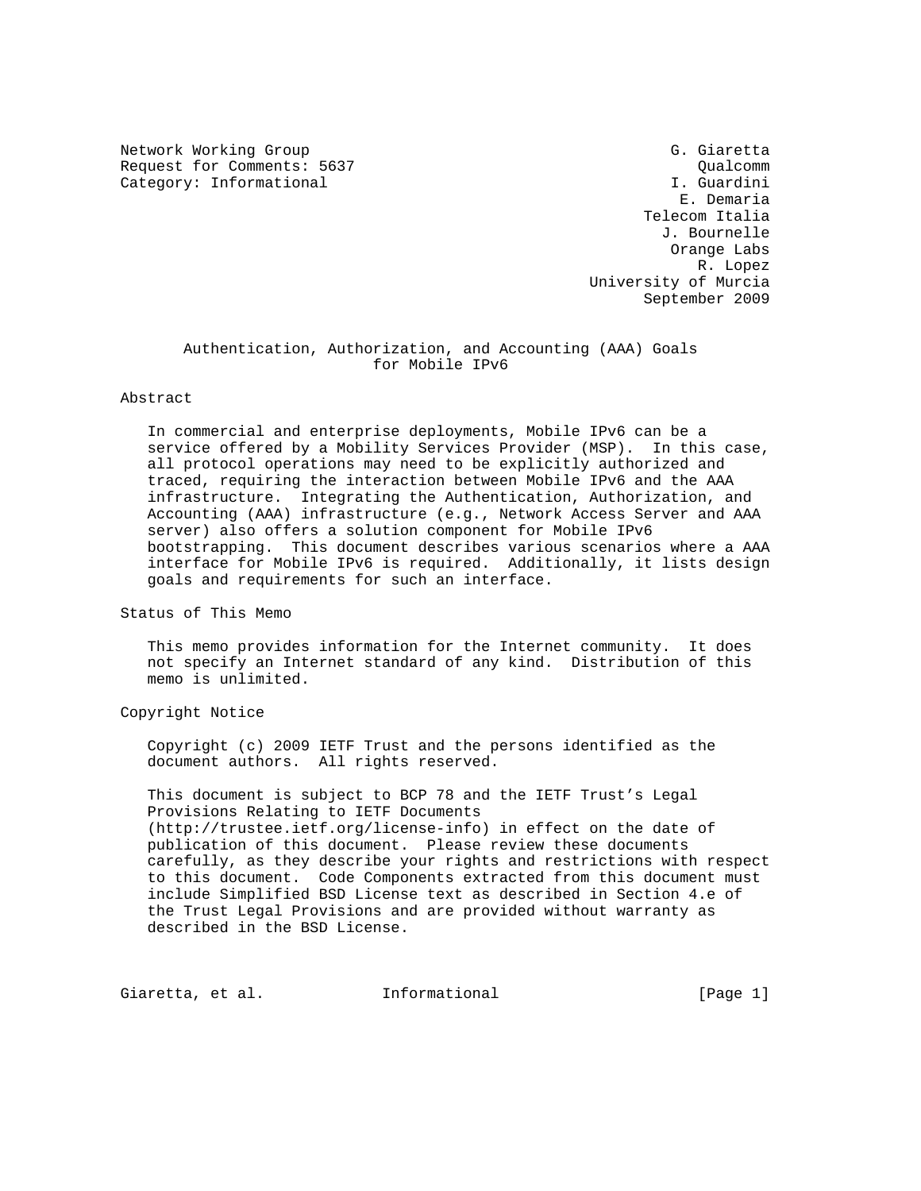Network Working Group  
Request for Comments: 5637  
Category: Informational

G. Giaretta  
Qualcomm  
I. Guardini  
E. Demaria  
Telecom Italia  
J. Bournelle  
Orange Labs  
R. Lopez  
University of Murcia  
September 2009

# Authentication, Authorization, and Accounting (AAA) Goals for Mobile IPv6

## Abstract

In commercial and enterprise deployments, Mobile IPv6 can be a service offered by a Mobility Services Provider (MSP). In this case, all protocol operations may need to be explicitly authorized and traced, requiring the interaction between Mobile IPv6 and the AAA infrastructure. Integrating the Authentication, Authorization, and Accounting (AAA) infrastructure (e.g., Network Access Server and AAA server) also offers a solution component for Mobile IPv6 bootstrapping. This document describes various scenarios where a AAA interface for Mobile IPv6 is required. Additionally, it lists design goals and requirements for such an interface.

## Status of This Memo

This memo provides information for the Internet community. It does not specify an Internet standard of any kind. Distribution of this memo is unlimited.

## Copyright Notice

Copyright (c) 2009 IETF Trust and the persons identified as the document authors. All rights reserved.

This document is subject to BCP 78 and the IETF Trust's Legal Provisions Relating to IETF Documents (http://trustee.ietf.org/license-info) in effect on the date of publication of this document. Please review these documents carefully, as they describe your rights and restrictions with respect to this document. Code Components extracted from this document must include Simplified BSD License text as described in Section 4.e of the Trust Legal Provisions and are provided without warranty as described in the BSD License.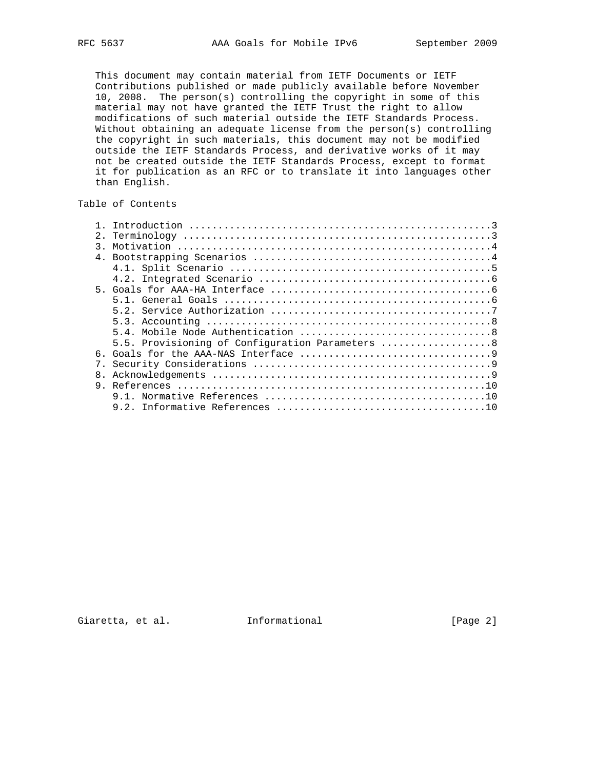This document may contain material from IETF Documents or IETF Contributions published or made publicly available before November 10, 2008. The person(s) controlling the copyright in some of this material may not have granted the IETF Trust the right to allow modifications of such material outside the IETF Standards Process. Without obtaining an adequate license from the person(s) controlling the copyright in such materials, this document may not be modified outside the IETF Standards Process, and derivative works of it may not be created outside the IETF Standards Process, except to format it for publication as an RFC or to translate it into languages other than English.

## Table of Contents

```
   1. Introduction ....................................................3
   2. Terminology .....................................................3
   3. Motivation ......................................................4
   4. Bootstrapping Scenarios .........................................4
      4.1. Split Scenario .............................................5
      4.2. Integrated Scenario ........................................6
   5. Goals for AAA-HA Interface ......................................6
      5.1. General Goals ..............................................6
      5.2. Service Authorization ......................................7
      5.3. Accounting .................................................8
      5.4. Mobile Node Authentication .................................8
      5.5. Provisioning of Configuration Parameters ...................8
   6. Goals for the AAA-NAS Interface .................................9
   7. Security Considerations .........................................9
   8. Acknowledgements ................................................9
   9. References .....................................................10
      9.1. Normative References ......................................10
      9.2. Informative References ....................................10
```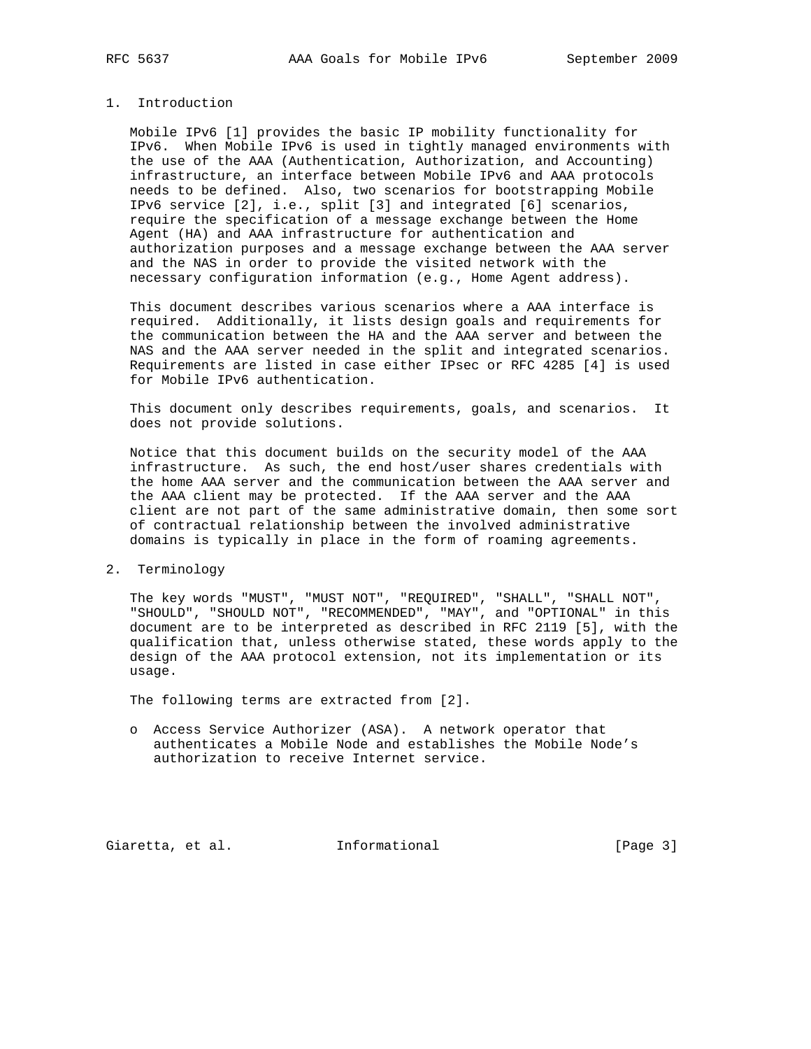# 1. Introduction

Mobile IPv6 [1] provides the basic IP mobility functionality for IPv6. When Mobile IPv6 is used in tightly managed environments with the use of the AAA (Authentication, Authorization, and Accounting) infrastructure, an interface between Mobile IPv6 and AAA protocols needs to be defined. Also, two scenarios for bootstrapping Mobile IPv6 service [2], i.e., split [3] and integrated [6] scenarios, require the specification of a message exchange between the Home Agent (HA) and AAA infrastructure for authentication and authorization purposes and a message exchange between the AAA server and the NAS in order to provide the visited network with the necessary configuration information (e.g., Home Agent address).

This document describes various scenarios where a AAA interface is required. Additionally, it lists design goals and requirements for the communication between the HA and the AAA server and between the NAS and the AAA server needed in the split and integrated scenarios. Requirements are listed in case either IPsec or RFC 4285 [4] is used for Mobile IPv6 authentication.

This document only describes requirements, goals, and scenarios. It does not provide solutions.

Notice that this document builds on the security model of the AAA infrastructure. As such, the end host/user shares credentials with the home AAA server and the communication between the AAA server and the AAA client may be protected. If the AAA server and the AAA client are not part of the same administrative domain, then some sort of contractual relationship between the involved administrative domains is typically in place in the form of roaming agreements.

# 2. Terminology

The key words "MUST", "MUST NOT", "REQUIRED", "SHALL", "SHALL NOT", "SHOULD", "SHOULD NOT", "RECOMMENDED", "MAY", and "OPTIONAL" in this document are to be interpreted as described in RFC 2119 [5], with the qualification that, unless otherwise stated, these words apply to the design of the AAA protocol extension, not its implementation or its usage.

The following terms are extracted from [2].

- Access Service Authorizer (ASA). A network operator that authenticates a Mobile Node and establishes the Mobile Node's authorization to receive Internet service.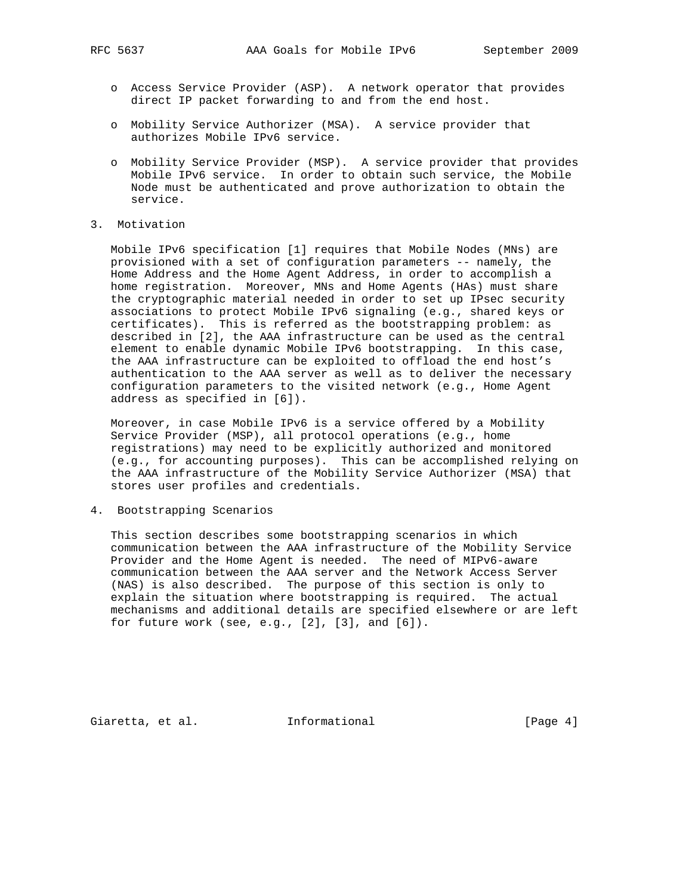- Access Service Provider (ASP). A network operator that provides direct IP packet forwarding to and from the end host.

- Mobility Service Authorizer (MSA). A service provider that authorizes Mobile IPv6 service.

- Mobility Service Provider (MSP). A service provider that provides Mobile IPv6 service. In order to obtain such service, the Mobile Node must be authenticated and prove authorization to obtain the service.

## 3. Motivation

Mobile IPv6 specification [1] requires that Mobile Nodes (MNs) are provisioned with a set of configuration parameters -- namely, the Home Address and the Home Agent Address, in order to accomplish a home registration. Moreover, MNs and Home Agents (HAs) must share the cryptographic material needed in order to set up IPsec security associations to protect Mobile IPv6 signaling (e.g., shared keys or certificates). This is referred as the bootstrapping problem: as described in [2], the AAA infrastructure can be used as the central element to enable dynamic Mobile IPv6 bootstrapping. In this case, the AAA infrastructure can be exploited to offload the end host's authentication to the AAA server as well as to deliver the necessary configuration parameters to the visited network (e.g., Home Agent address as specified in [6]).

Moreover, in case Mobile IPv6 is a service offered by a Mobility Service Provider (MSP), all protocol operations (e.g., home registrations) may need to be explicitly authorized and monitored (e.g., for accounting purposes). This can be accomplished relying on the AAA infrastructure of the Mobility Service Authorizer (MSA) that stores user profiles and credentials.

## 4. Bootstrapping Scenarios

This section describes some bootstrapping scenarios in which communication between the AAA infrastructure of the Mobility Service Provider and the Home Agent is needed. The need of MIPv6-aware communication between the AAA server and the Network Access Server (NAS) is also described. The purpose of this section is only to explain the situation where bootstrapping is required. The actual mechanisms and additional details are specified elsewhere or are left for future work (see, e.g., [2], [3], and [6]).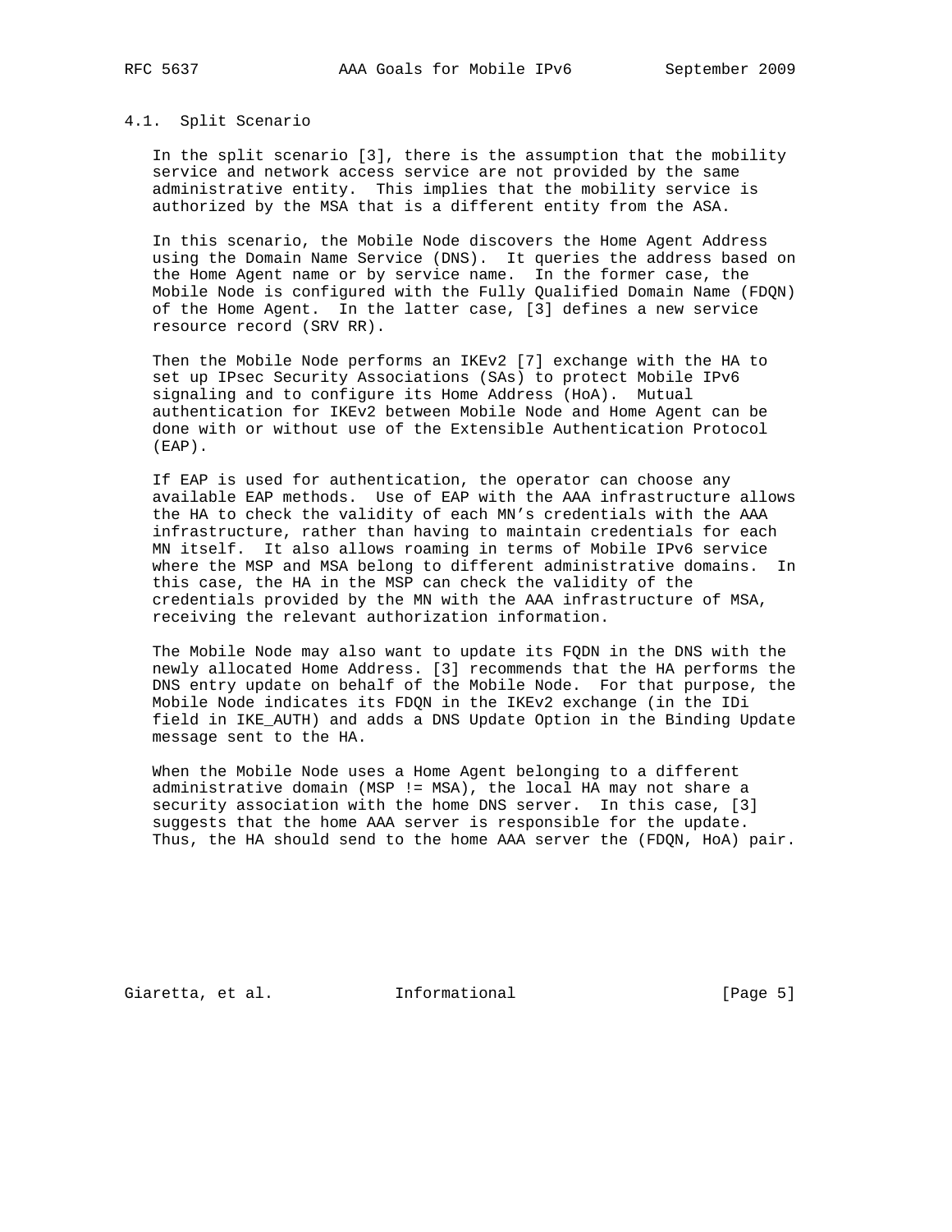## 4.1. Split Scenario

In the split scenario [3], there is the assumption that the mobility service and network access service are not provided by the same administrative entity. This implies that the mobility service is authorized by the MSA that is a different entity from the ASA.

In this scenario, the Mobile Node discovers the Home Agent Address using the Domain Name Service (DNS). It queries the address based on the Home Agent name or by service name. In the former case, the Mobile Node is configured with the Fully Qualified Domain Name (FDQN) of the Home Agent. In the latter case, [3] defines a new service resource record (SRV RR).

Then the Mobile Node performs an IKEv2 [7] exchange with the HA to set up IPsec Security Associations (SAs) to protect Mobile IPv6 signaling and to configure its Home Address (HoA). Mutual authentication for IKEv2 between Mobile Node and Home Agent can be done with or without use of the Extensible Authentication Protocol (EAP).

If EAP is used for authentication, the operator can choose any available EAP methods. Use of EAP with the AAA infrastructure allows the HA to check the validity of each MN's credentials with the AAA infrastructure, rather than having to maintain credentials for each MN itself. It also allows roaming in terms of Mobile IPv6 service where the MSP and MSA belong to different administrative domains. In this case, the HA in the MSP can check the validity of the credentials provided by the MN with the AAA infrastructure of MSA, receiving the relevant authorization information.

The Mobile Node may also want to update its FQDN in the DNS with the newly allocated Home Address. [3] recommends that the HA performs the DNS entry update on behalf of the Mobile Node. For that purpose, the Mobile Node indicates its FDQN in the IKEv2 exchange (in the IDi field in IKE_AUTH) and adds a DNS Update Option in the Binding Update message sent to the HA.

When the Mobile Node uses a Home Agent belonging to a different administrative domain (MSP != MSA), the local HA may not share a security association with the home DNS server. In this case, [3] suggests that the home AAA server is responsible for the update. Thus, the HA should send to the home AAA server the (FDQN, HoA) pair.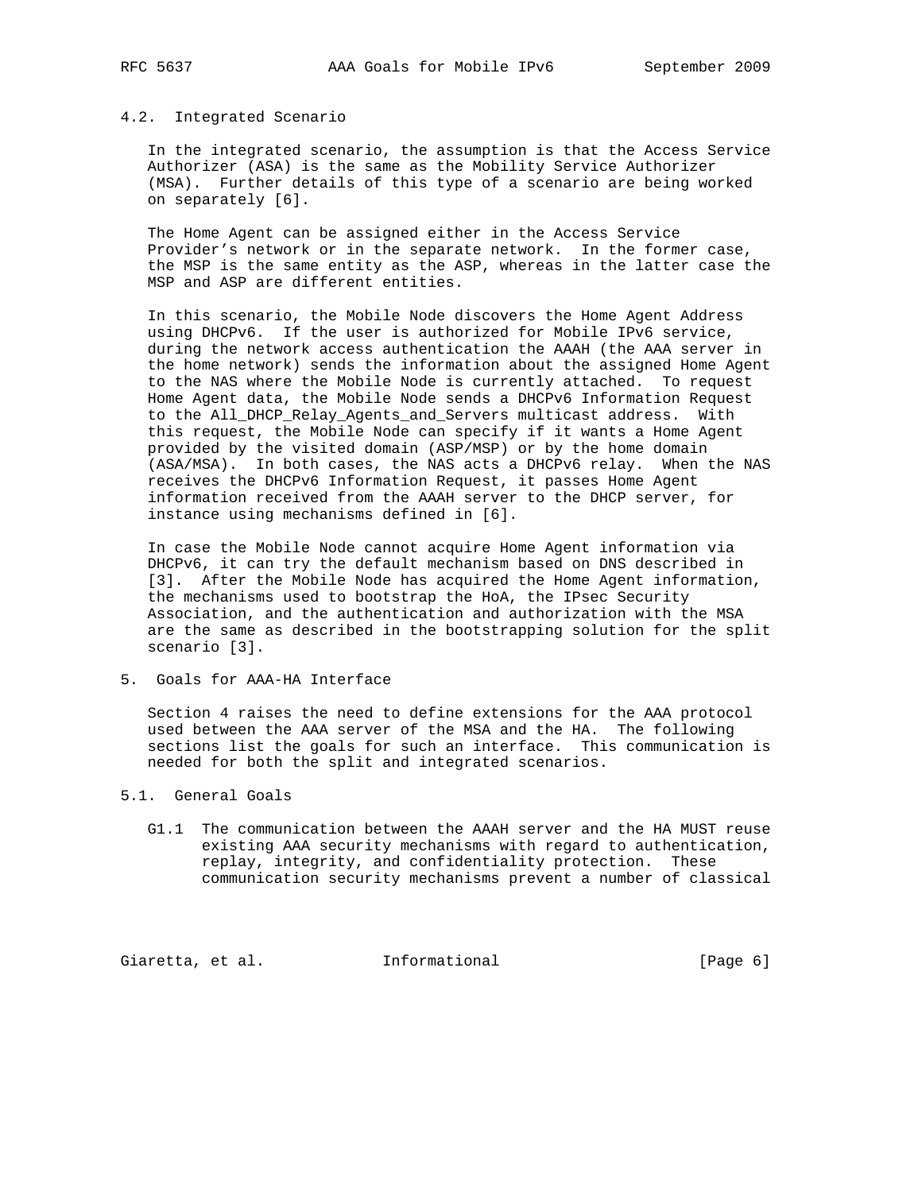### 4.2. Integrated Scenario

In the integrated scenario, the assumption is that the Access Service Authorizer (ASA) is the same as the Mobility Service Authorizer (MSA). Further details of this type of a scenario are being worked on separately [6].

The Home Agent can be assigned either in the Access Service Provider's network or in the separate network. In the former case, the MSP is the same entity as the ASP, whereas in the latter case the MSP and ASP are different entities.

In this scenario, the Mobile Node discovers the Home Agent Address using DHCPv6. If the user is authorized for Mobile IPv6 service, during the network access authentication the AAAH (the AAA server in the home network) sends the information about the assigned Home Agent to the NAS where the Mobile Node is currently attached. To request Home Agent data, the Mobile Node sends a DHCPv6 Information Request to the All_DHCP_Relay_Agents_and_Servers multicast address. With this request, the Mobile Node can specify if it wants a Home Agent provided by the visited domain (ASP/MSP) or by the home domain (ASA/MSA). In both cases, the NAS acts a DHCPv6 relay. When the NAS receives the DHCPv6 Information Request, it passes Home Agent information received from the AAAH server to the DHCP server, for instance using mechanisms defined in [6].

In case the Mobile Node cannot acquire Home Agent information via DHCPv6, it can try the default mechanism based on DNS described in [3]. After the Mobile Node has acquired the Home Agent information, the mechanisms used to bootstrap the HoA, the IPsec Security Association, and the authentication and authorization with the MSA are the same as described in the bootstrapping solution for the split scenario [3].

## 5. Goals for AAA-HA Interface

Section 4 raises the need to define extensions for the AAA protocol used between the AAA server of the MSA and the HA. The following sections list the goals for such an interface. This communication is needed for both the split and integrated scenarios.

### 5.1. General Goals

G1.1 The communication between the AAAH server and the HA MUST reuse existing AAA security mechanisms with regard to authentication, replay, integrity, and confidentiality protection. These communication security mechanisms prevent a number of classical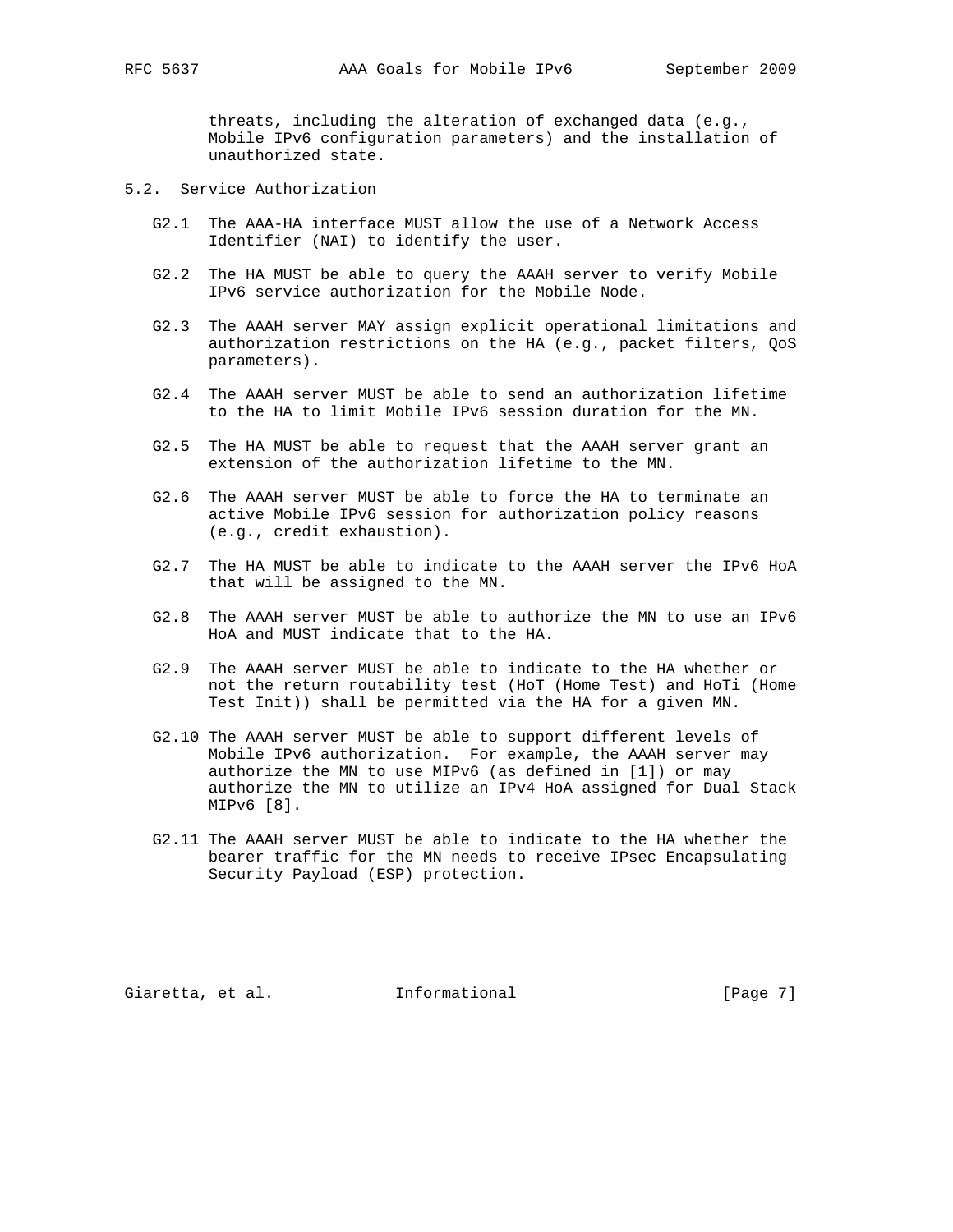threats, including the alteration of exchanged data (e.g., Mobile IPv6 configuration parameters) and the installation of unauthorized state.

## 5.2. Service Authorization

G2.1 The AAA-HA interface MUST allow the use of a Network Access Identifier (NAI) to identify the user.

G2.2 The HA MUST be able to query the AAAH server to verify Mobile IPv6 service authorization for the Mobile Node.

G2.3 The AAAH server MAY assign explicit operational limitations and authorization restrictions on the HA (e.g., packet filters, QoS parameters).

G2.4 The AAAH server MUST be able to send an authorization lifetime to the HA to limit Mobile IPv6 session duration for the MN.

G2.5 The HA MUST be able to request that the AAAH server grant an extension of the authorization lifetime to the MN.

G2.6 The AAAH server MUST be able to force the HA to terminate an active Mobile IPv6 session for authorization policy reasons (e.g., credit exhaustion).

G2.7 The HA MUST be able to indicate to the AAAH server the IPv6 HoA that will be assigned to the MN.

G2.8 The AAAH server MUST be able to authorize the MN to use an IPv6 HoA and MUST indicate that to the HA.

G2.9 The AAAH server MUST be able to indicate to the HA whether or not the return routability test (HoT (Home Test) and HoTi (Home Test Init)) shall be permitted via the HA for a given MN.

G2.10 The AAAH server MUST be able to support different levels of Mobile IPv6 authorization. For example, the AAAH server may authorize the MN to use MIPv6 (as defined in [1]) or may authorize the MN to utilize an IPv4 HoA assigned for Dual Stack MIPv6 [8].

G2.11 The AAAH server MUST be able to indicate to the HA whether the bearer traffic for the MN needs to receive IPsec Encapsulating Security Payload (ESP) protection.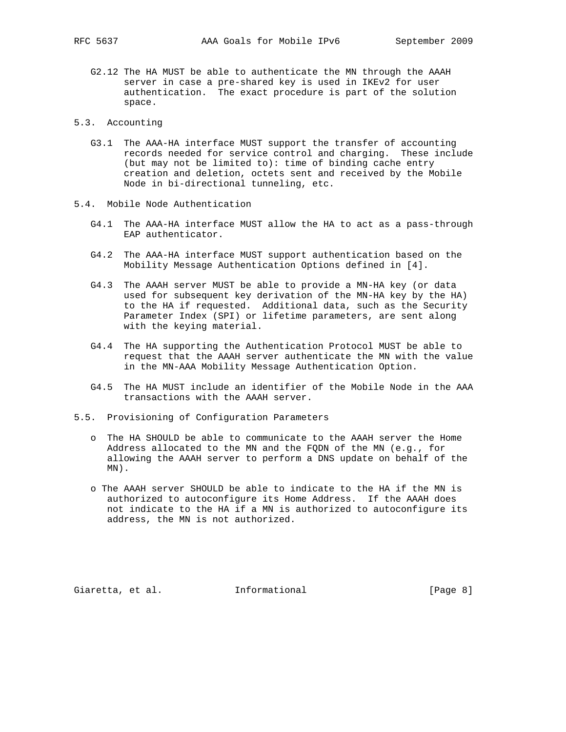G2.12 The HA MUST be able to authenticate the MN through the AAAH server in case a pre-shared key is used in IKEv2 for user authentication. The exact procedure is part of the solution space.

## 5.3. Accounting

G3.1 The AAA-HA interface MUST support the transfer of accounting records needed for service control and charging. These include (but may not be limited to): time of binding cache entry creation and deletion, octets sent and received by the Mobile Node in bi-directional tunneling, etc.

## 5.4. Mobile Node Authentication

G4.1 The AAA-HA interface MUST allow the HA to act as a pass-through EAP authenticator.

G4.2 The AAA-HA interface MUST support authentication based on the Mobility Message Authentication Options defined in [4].

G4.3 The AAAH server MUST be able to provide a MN-HA key (or data used for subsequent key derivation of the MN-HA key by the HA) to the HA if requested. Additional data, such as the Security Parameter Index (SPI) or lifetime parameters, are sent along with the keying material.

G4.4 The HA supporting the Authentication Protocol MUST be able to request that the AAAH server authenticate the MN with the value in the MN-AAA Mobility Message Authentication Option.

G4.5 The HA MUST include an identifier of the Mobile Node in the AAA transactions with the AAAH server.

## 5.5. Provisioning of Configuration Parameters

- The HA SHOULD be able to communicate to the AAAH server the Home Address allocated to the MN and the FQDN of the MN (e.g., for allowing the AAAH server to perform a DNS update on behalf of the MN).

- The AAAH server SHOULD be able to indicate to the HA if the MN is authorized to autoconfigure its Home Address. If the AAAH does not indicate to the HA if a MN is authorized to autoconfigure its address, the MN is not authorized.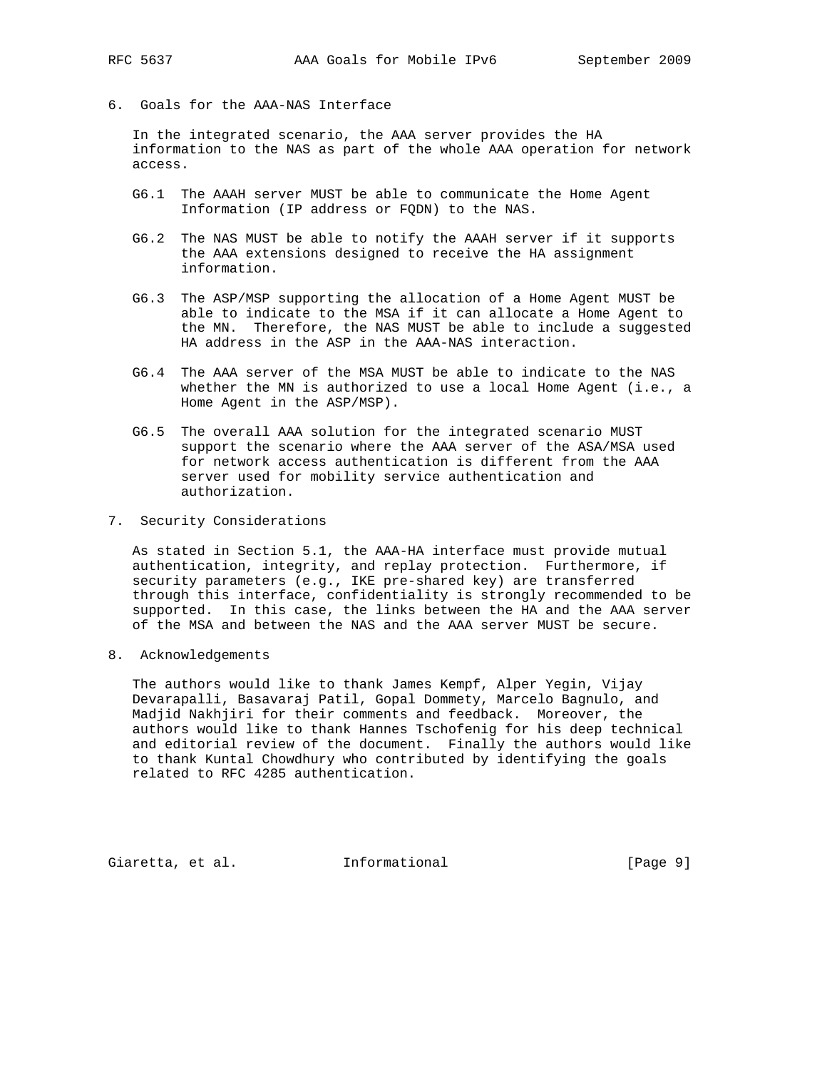## 6. Goals for the AAA-NAS Interface

In the integrated scenario, the AAA server provides the HA information to the NAS as part of the whole AAA operation for network access.

- G6.1 The AAAH server MUST be able to communicate the Home Agent Information (IP address or FQDN) to the NAS.

- G6.2 The NAS MUST be able to notify the AAAH server if it supports the AAA extensions designed to receive the HA assignment information.

- G6.3 The ASP/MSP supporting the allocation of a Home Agent MUST be able to indicate to the MSA if it can allocate a Home Agent to the MN. Therefore, the NAS MUST be able to include a suggested HA address in the ASP in the AAA-NAS interaction.

- G6.4 The AAA server of the MSA MUST be able to indicate to the NAS whether the MN is authorized to use a local Home Agent (i.e., a Home Agent in the ASP/MSP).

- G6.5 The overall AAA solution for the integrated scenario MUST support the scenario where the AAA server of the ASA/MSA used for network access authentication is different from the AAA server used for mobility service authentication and authorization.

## 7. Security Considerations

As stated in Section 5.1, the AAA-HA interface must provide mutual authentication, integrity, and replay protection. Furthermore, if security parameters (e.g., IKE pre-shared key) are transferred through this interface, confidentiality is strongly recommended to be supported. In this case, the links between the HA and the AAA server of the MSA and between the NAS and the AAA server MUST be secure.

## 8. Acknowledgements

The authors would like to thank James Kempf, Alper Yegin, Vijay Devarapalli, Basavaraj Patil, Gopal Dommety, Marcelo Bagnulo, and Madjid Nakhjiri for their comments and feedback. Moreover, the authors would like to thank Hannes Tschofenig for his deep technical and editorial review of the document. Finally the authors would like to thank Kuntal Chowdhury who contributed by identifying the goals related to RFC 4285 authentication.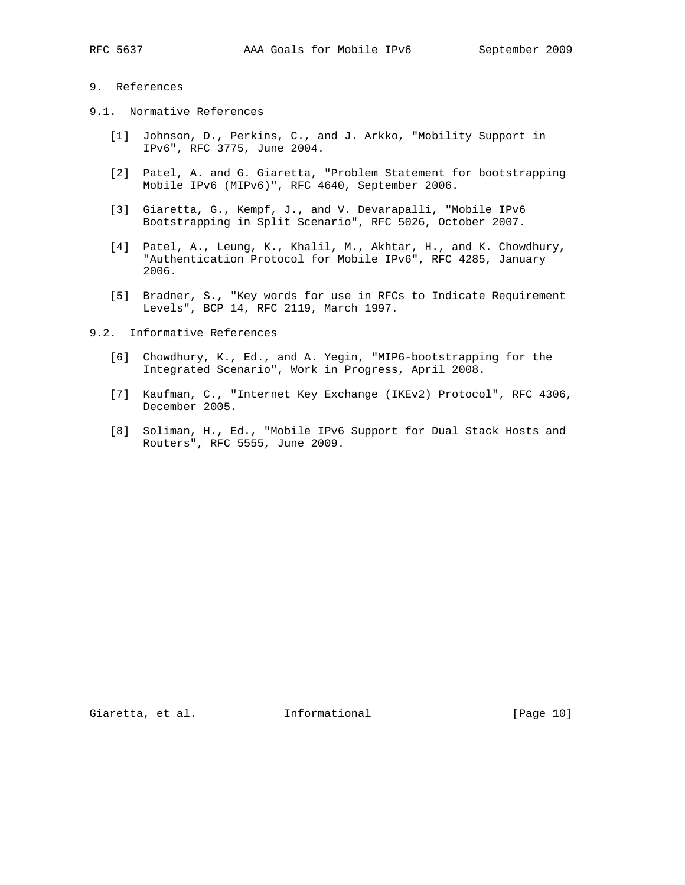## 9. References

### 9.1. Normative References

[1] Johnson, D., Perkins, C., and J. Arkko, "Mobility Support in IPv6", RFC 3775, June 2004.

[2] Patel, A. and G. Giaretta, "Problem Statement for bootstrapping Mobile IPv6 (MIPv6)", RFC 4640, September 2006.

[3] Giaretta, G., Kempf, J., and V. Devarapalli, "Mobile IPv6 Bootstrapping in Split Scenario", RFC 5026, October 2007.

[4] Patel, A., Leung, K., Khalil, M., Akhtar, H., and K. Chowdhury, "Authentication Protocol for Mobile IPv6", RFC 4285, January 2006.

[5] Bradner, S., "Key words for use in RFCs to Indicate Requirement Levels", BCP 14, RFC 2119, March 1997.

### 9.2. Informative References

[6] Chowdhury, K., Ed., and A. Yegin, "MIP6-bootstrapping for the Integrated Scenario", Work in Progress, April 2008.

[7] Kaufman, C., "Internet Key Exchange (IKEv2) Protocol", RFC 4306, December 2005.

[8] Soliman, H., Ed., "Mobile IPv6 Support for Dual Stack Hosts and Routers", RFC 5555, June 2009.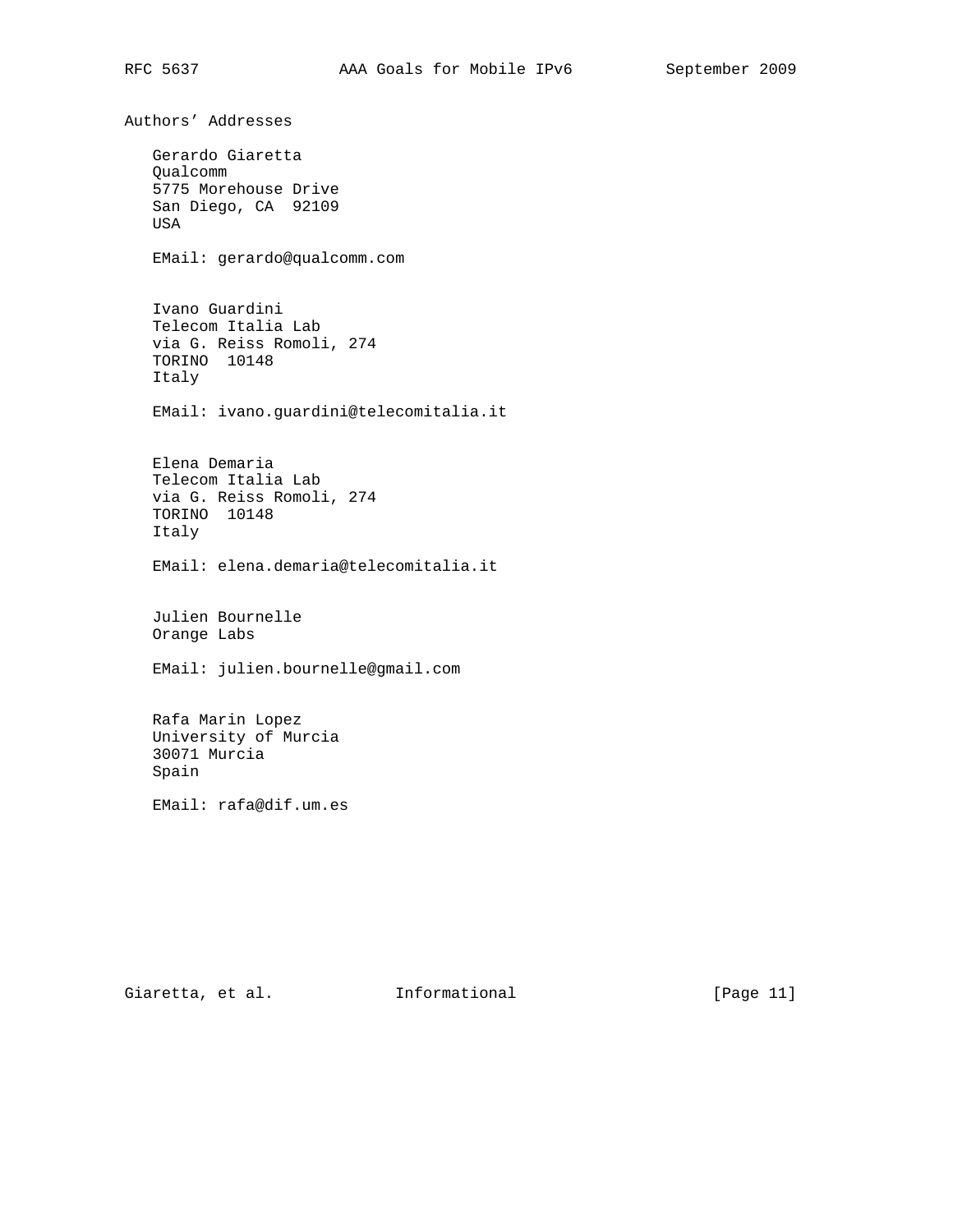## Authors' Addresses

Gerardo Giaretta
Qualcomm
5775 Morehouse Drive
San Diego, CA  92109
USA

EMail: gerardo@qualcomm.com

Ivano Guardini
Telecom Italia Lab
via G. Reiss Romoli, 274
TORINO  10148
Italy

EMail: ivano.guardini@telecomitalia.it

Elena Demaria
Telecom Italia Lab
via G. Reiss Romoli, 274
TORINO  10148
Italy

EMail: elena.demaria@telecomitalia.it

Julien Bournelle
Orange Labs

EMail: julien.bournelle@gmail.com

Rafa Marin Lopez
University of Murcia
30071 Murcia
Spain

EMail: rafa@dif.um.es